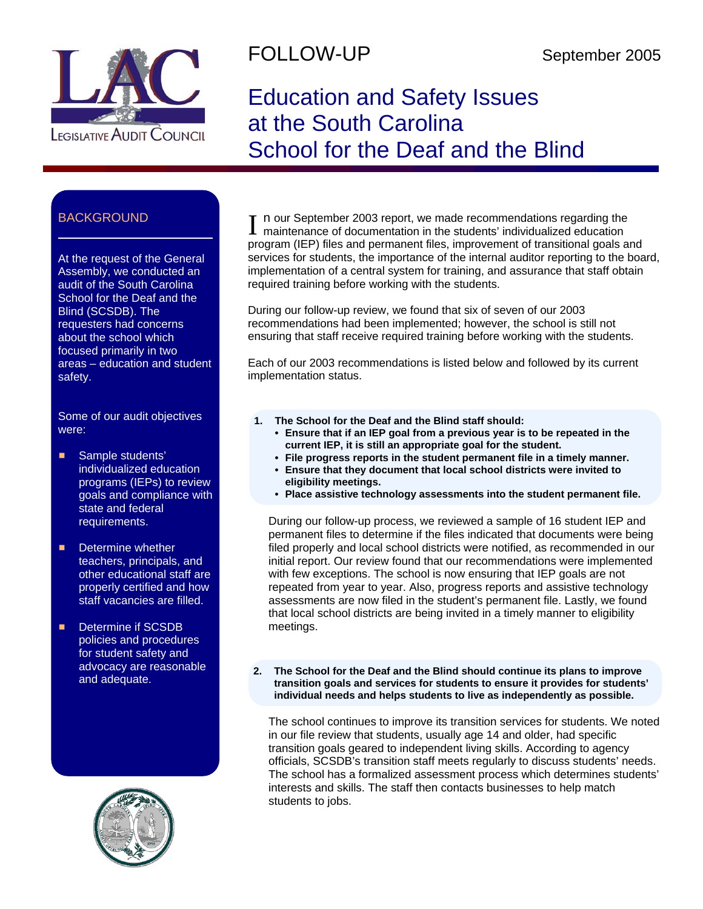FOLLOW-UP

September 2005

# Education and Safety Issues at the South Carolina School for the Deaf and the Blind

## BACKGROUND

At the request of the General Assembly, we conducted an audit of the South Carolina School for the Deaf and the Blind (SCSDB). The requesters had concerns about the school which focused primarily in two areas – education and student safety.

Some of our audit objectives were:

- Sample students' individualized education programs (IEPs) to review goals and compliance with state and federal requirements.
- Determine whether teachers, principals, and other educational staff are properly certified and how staff vacancies are filled.
- Determine if SCSDB policies and procedures for student safety and advocacy are reasonable and adequate.

In our September 2003 report, we made recommendations regarding the maintenance of documentation in the students' individualized education program (IEP) files and permanent files, improvement of transitional goals and services for students, the importance of the internal auditor reporting to the board, implementation of a central system for training, and assurance that staff obtain required training before working with the students.

During our follow-up review, we found that six of seven of our 2003 recommendations had been implemented; however, the school is still not ensuring that staff receive required training before working with the students.

Each of our 2003 recommendations is listed below and followed by its current implementation status.

**1. The School for the Deaf and the Blind staff should:**
- **Ensure that if an IEP goal from a previous year is to be repeated in the current IEP, it is still an appropriate goal for the student.**
- **File progress reports in the student permanent file in a timely manner.**
- **Ensure that they document that local school districts were invited to eligibility meetings.**
- **Place assistive technology assessments into the student permanent file.**

During our follow-up process, we reviewed a sample of 16 student IEP and permanent files to determine if the files indicated that documents were being filed properly and local school districts were notified, as recommended in our initial report. Our review found that our recommendations were implemented with few exceptions. The school is now ensuring that IEP goals are not repeated from year to year. Also, progress reports and assistive technology assessments are now filed in the student's permanent file. Lastly, we found that local school districts are being invited in a timely manner to eligibility meetings.

**2. The School for the Deaf and the Blind should continue its plans to improve transition goals and services for students to ensure it provides for students' individual needs and helps students to live as independently as possible.**

The school continues to improve its transition services for students. We noted in our file review that students, usually age 14 and older, had specific transition goals geared to independent living skills. According to agency officials, SCSDB's transition staff meets regularly to discuss students' needs. The school has a formalized assessment process which determines students' interests and skills. The staff then contacts businesses to help match students to jobs.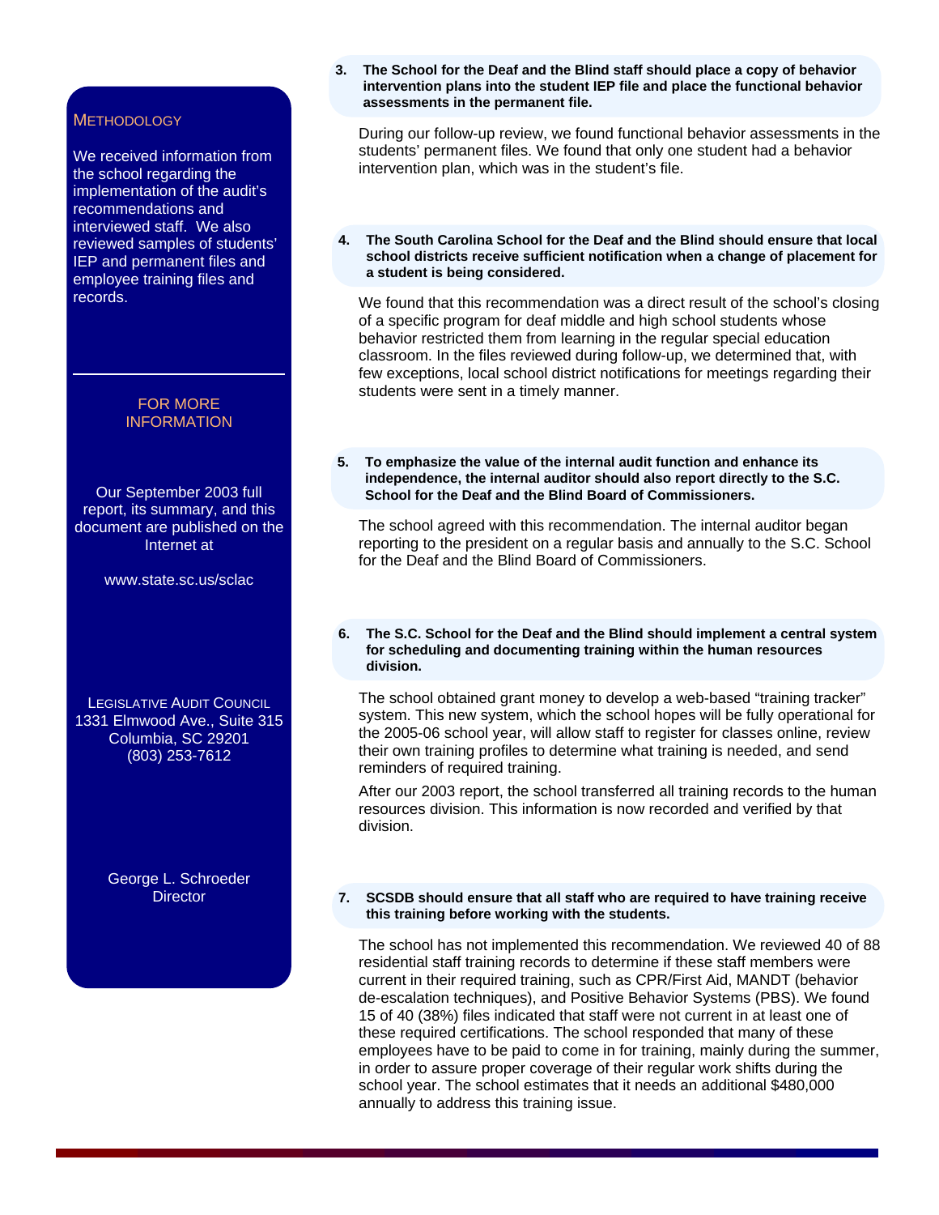## METHODOLOGY

We received information from the school regarding the implementation of the audit's recommendations and interviewed staff. We also reviewed samples of students' IEP and permanent files and employee training files and records.

**3. The School for the Deaf and the Blind staff should place a copy of behavior intervention plans into the student IEP file and place the functional behavior assessments in the permanent file.**

During our follow-up review, we found functional behavior assessments in the students' permanent files. We found that only one student had a behavior intervention plan, which was in the student's file.

**4. The South Carolina School for the Deaf and the Blind should ensure that local school districts receive sufficient notification when a change of placement for a student is being considered.**

We found that this recommendation was a direct result of the school's closing of a specific program for deaf middle and high school students whose behavior restricted them from learning in the regular special education classroom. In the files reviewed during follow-up, we determined that, with few exceptions, local school district notifications for meetings regarding their students were sent in a timely manner.

**5. To emphasize the value of the internal audit function and enhance its independence, the internal auditor should also report directly to the S.C. School for the Deaf and the Blind Board of Commissioners.**

The school agreed with this recommendation. The internal auditor began reporting to the president on a regular basis and annually to the S.C. School for the Deaf and the Blind Board of Commissioners.

**6. The S.C. School for the Deaf and the Blind should implement a central system for scheduling and documenting training within the human resources division.**

The school obtained grant money to develop a web-based "training tracker" system. This new system, which the school hopes will be fully operational for the 2005-06 school year, will allow staff to register for classes online, review their own training profiles to determine what training is needed, and send reminders of required training.

After our 2003 report, the school transferred all training records to the human resources division. This information is now recorded and verified by that division.

**7. SCSDB should ensure that all staff who are required to have training receive this training before working with the students.**

The school has not implemented this recommendation. We reviewed 40 of 88 residential staff training records to determine if these staff members were current in their required training, such as CPR/First Aid, MANDT (behavior de-escalation techniques), and Positive Behavior Systems (PBS). We found 15 of 40 (38%) files indicated that staff were not current in at least one of these required certifications. The school responded that many of these employees have to be paid to come in for training, mainly during the summer, in order to assure proper coverage of their regular work shifts during the school year. The school estimates that it needs an additional $480,000 annually to address this training issue.

---

## FOR MORE INFORMATION

Our September 2003 full report, its summary, and this document are published on the Internet at

www.state.sc.us/sclac

LEGISLATIVE AUDIT COUNCIL
1331 Elmwood Ave., Suite 315
Columbia, SC 29201
(803) 253-7612

George L. Schroeder
Director